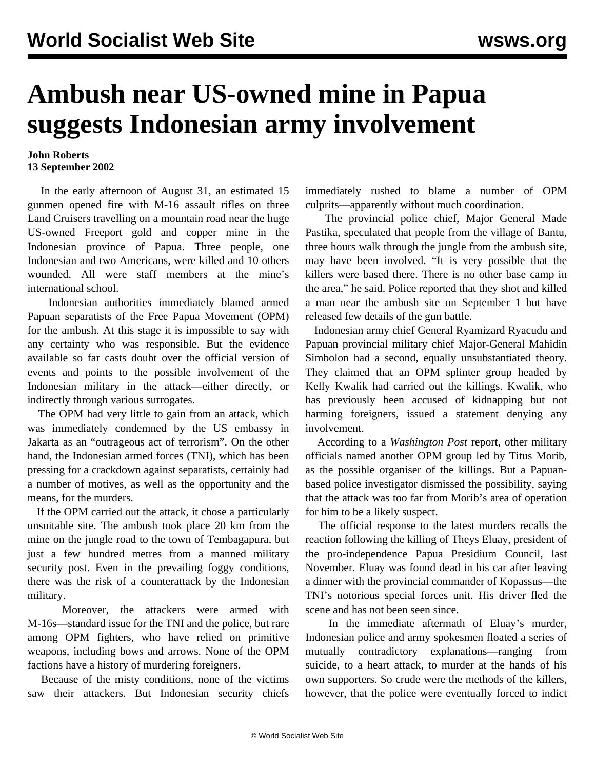# Ambush near US-owned mine in Papua suggests Indonesian army involvement

**John Roberts**
**13 September 2002**

In the early afternoon of August 31, an estimated 15 gunmen opened fire with M-16 assault rifles on three Land Cruisers travelling on a mountain road near the huge US-owned Freeport gold and copper mine in the Indonesian province of Papua. Three people, one Indonesian and two Americans, were killed and 10 others wounded. All were staff members at the mine's international school.

Indonesian authorities immediately blamed armed Papuan separatists of the Free Papua Movement (OPM) for the ambush. At this stage it is impossible to say with any certainty who was responsible. But the evidence available so far casts doubt over the official version of events and points to the possible involvement of the Indonesian military in the attack—either directly, or indirectly through various surrogates.

The OPM had very little to gain from an attack, which was immediately condemned by the US embassy in Jakarta as an "outrageous act of terrorism". On the other hand, the Indonesian armed forces (TNI), which has been pressing for a crackdown against separatists, certainly had a number of motives, as well as the opportunity and the means, for the murders.

If the OPM carried out the attack, it chose a particularly unsuitable site. The ambush took place 20 km from the mine on the jungle road to the town of Tembagapura, but just a few hundred metres from a manned military security post. Even in the prevailing foggy conditions, there was the risk of a counterattack by the Indonesian military.

Moreover, the attackers were armed with M-16s—standard issue for the TNI and the police, but rare among OPM fighters, who have relied on primitive weapons, including bows and arrows. None of the OPM factions have a history of murdering foreigners.

Because of the misty conditions, none of the victims saw their attackers. But Indonesian security chiefs immediately rushed to blame a number of OPM culprits—apparently without much coordination.

The provincial police chief, Major General Made Pastika, speculated that people from the village of Bantu, three hours walk through the jungle from the ambush site, may have been involved. "It is very possible that the killers were based there. There is no other base camp in the area," he said. Police reported that they shot and killed a man near the ambush site on September 1 but have released few details of the gun battle.

Indonesian army chief General Ryamizard Ryacudu and Papuan provincial military chief Major-General Mahidin Simbolon had a second, equally unsubstantiated theory. They claimed that an OPM splinter group headed by Kelly Kwalik had carried out the killings. Kwalik, who has previously been accused of kidnapping but not harming foreigners, issued a statement denying any involvement.

According to a *Washington Post* report, other military officials named another OPM group led by Titus Morib, as the possible organiser of the killings. But a Papuan-based police investigator dismissed the possibility, saying that the attack was too far from Morib's area of operation for him to be a likely suspect.

The official response to the latest murders recalls the reaction following the killing of Theys Eluay, president of the pro-independence Papua Presidium Council, last November. Eluay was found dead in his car after leaving a dinner with the provincial commander of Kopassus—the TNI's notorious special forces unit. His driver fled the scene and has not been seen since.

In the immediate aftermath of Eluay's murder, Indonesian police and army spokesmen floated a series of mutually contradictory explanations—ranging from suicide, to a heart attack, to murder at the hands of his own supporters. So crude were the methods of the killers, however, that the police were eventually forced to indict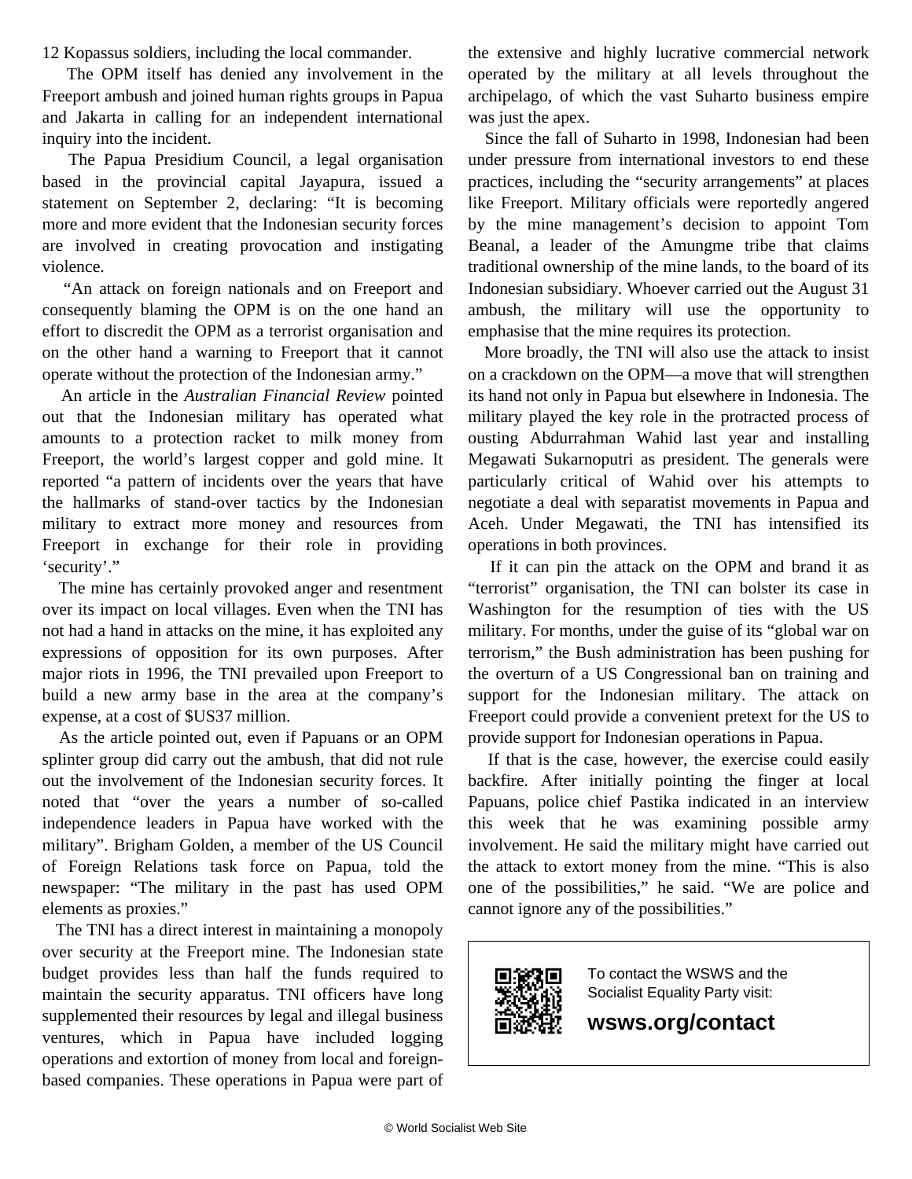12 Kopassus soldiers, including the local commander.

The OPM itself has denied any involvement in the Freeport ambush and joined human rights groups in Papua and Jakarta in calling for an independent international inquiry into the incident.

The Papua Presidium Council, a legal organisation based in the provincial capital Jayapura, issued a statement on September 2, declaring: "It is becoming more and more evident that the Indonesian security forces are involved in creating provocation and instigating violence.

"An attack on foreign nationals and on Freeport and consequently blaming the OPM is on the one hand an effort to discredit the OPM as a terrorist organisation and on the other hand a warning to Freeport that it cannot operate without the protection of the Indonesian army."

An article in the *Australian Financial Review* pointed out that the Indonesian military has operated what amounts to a protection racket to milk money from Freeport, the world's largest copper and gold mine. It reported "a pattern of incidents over the years that have the hallmarks of stand-over tactics by the Indonesian military to extract more money and resources from Freeport in exchange for their role in providing 'security'."

The mine has certainly provoked anger and resentment over its impact on local villages. Even when the TNI has not had a hand in attacks on the mine, it has exploited any expressions of opposition for its own purposes. After major riots in 1996, the TNI prevailed upon Freeport to build a new army base in the area at the company's expense, at a cost of $US37 million.

As the article pointed out, even if Papuans or an OPM splinter group did carry out the ambush, that did not rule out the involvement of the Indonesian security forces. It noted that "over the years a number of so-called independence leaders in Papua have worked with the military". Brigham Golden, a member of the US Council of Foreign Relations task force on Papua, told the newspaper: "The military in the past has used OPM elements as proxies."

The TNI has a direct interest in maintaining a monopoly over security at the Freeport mine. The Indonesian state budget provides less than half the funds required to maintain the security apparatus. TNI officers have long supplemented their resources by legal and illegal business ventures, which in Papua have included logging operations and extortion of money from local and foreign-based companies. These operations in Papua were part of the extensive and highly lucrative commercial network operated by the military at all levels throughout the archipelago, of which the vast Suharto business empire was just the apex.

Since the fall of Suharto in 1998, Indonesian had been under pressure from international investors to end these practices, including the "security arrangements" at places like Freeport. Military officials were reportedly angered by the mine management's decision to appoint Tom Beanal, a leader of the Amungme tribe that claims traditional ownership of the mine lands, to the board of its Indonesian subsidiary. Whoever carried out the August 31 ambush, the military will use the opportunity to emphasise that the mine requires its protection.

More broadly, the TNI will also use the attack to insist on a crackdown on the OPM—a move that will strengthen its hand not only in Papua but elsewhere in Indonesia. The military played the key role in the protracted process of ousting Abdurrahman Wahid last year and installing Megawati Sukarnoputri as president. The generals were particularly critical of Wahid over his attempts to negotiate a deal with separatist movements in Papua and Aceh. Under Megawati, the TNI has intensified its operations in both provinces.

If it can pin the attack on the OPM and brand it as "terrorist" organisation, the TNI can bolster its case in Washington for the resumption of ties with the US military. For months, under the guise of its "global war on terrorism," the Bush administration has been pushing for the overturn of a US Congressional ban on training and support for the Indonesian military. The attack on Freeport could provide a convenient pretext for the US to provide support for Indonesian operations in Papua.

If that is the case, however, the exercise could easily backfire. After initially pointing the finger at local Papuans, police chief Pastika indicated in an interview this week that he was examining possible army involvement. He said the military might have carried out the attack to extort money from the mine. "This is also one of the possibilities," he said. "We are police and cannot ignore any of the possibilities."

To contact the WSWS and the Socialist Equality Party visit:

**wsws.org/contact**